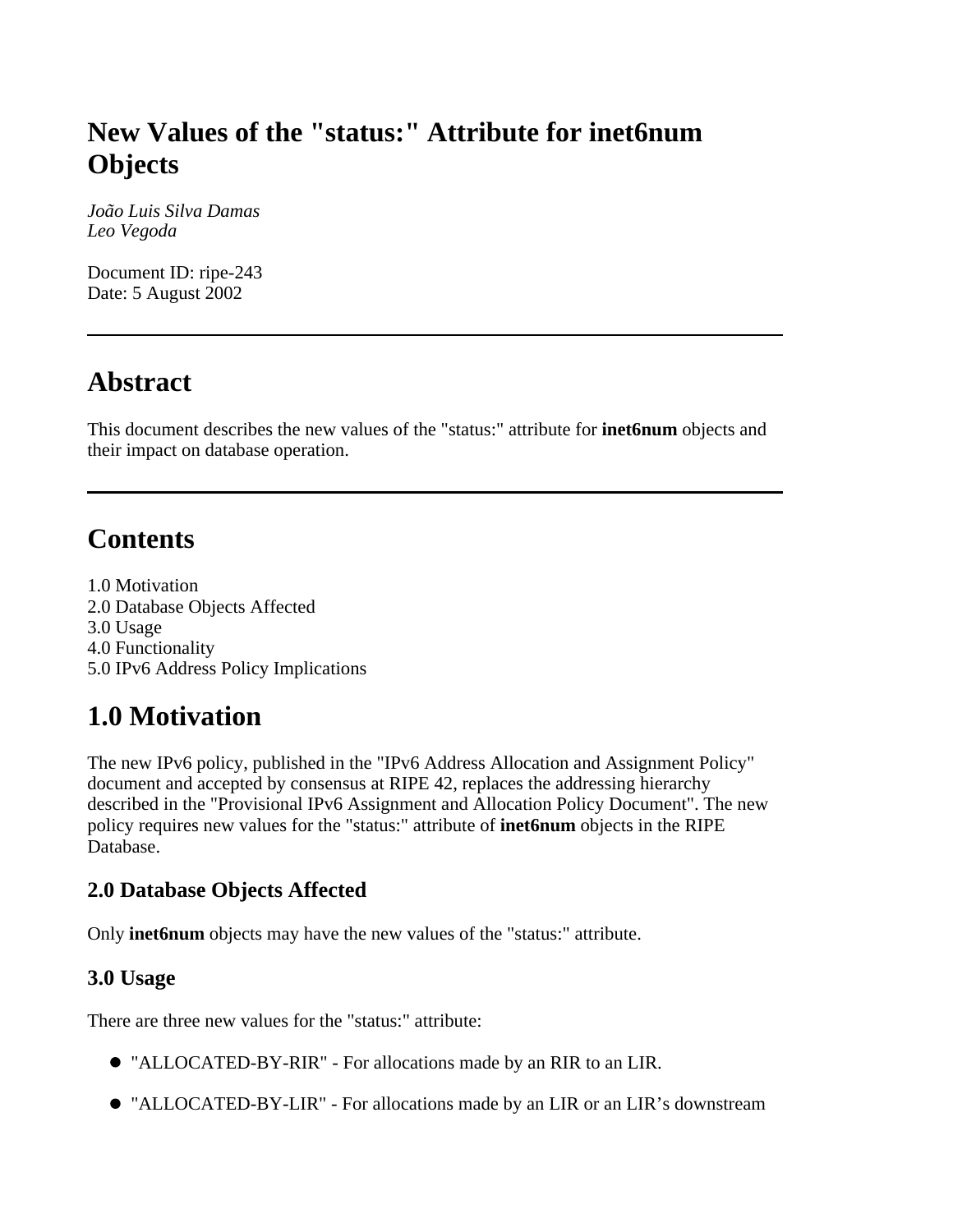# New Values of the "status:" Attribute for inet6num Objects

*João Luis Silva Damas*
*Leo Vegoda*

Document ID: ripe-243
Date: 5 August 2002

---

## Abstract

This document describes the new values of the "status:" attribute for **inet6num** objects and their impact on database operation.

---

## Contents

1.0 Motivation
2.0 Database Objects Affected
3.0 Usage
4.0 Functionality
5.0 IPv6 Address Policy Implications

## 1.0 Motivation

The new IPv6 policy, published in the "IPv6 Address Allocation and Assignment Policy" document and accepted by consensus at RIPE 42, replaces the addressing hierarchy described in the "Provisional IPv6 Assignment and Allocation Policy Document". The new policy requires new values for the "status:" attribute of **inet6num** objects in the RIPE Database.

### 2.0 Database Objects Affected

Only **inet6num** objects may have the new values of the "status:" attribute.

### 3.0 Usage

There are three new values for the "status:" attribute:

- "ALLOCATED-BY-RIR" - For allocations made by an RIR to an LIR.
- "ALLOCATED-BY-LIR" - For allocations made by an LIR or an LIR's downstream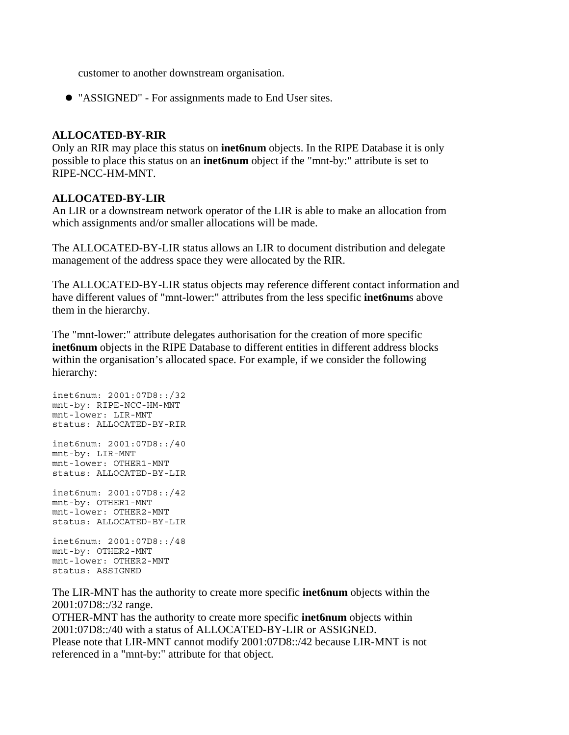customer to another downstream organisation.

- "ASSIGNED" - For assignments made to End User sites.

**ALLOCATED-BY-RIR**
Only an RIR may place this status on **inet6num** objects. In the RIPE Database it is only possible to place this status on an **inet6num** object if the "mnt-by:" attribute is set to RIPE-NCC-HM-MNT.

**ALLOCATED-BY-LIR**
An LIR or a downstream network operator of the LIR is able to make an allocation from which assignments and/or smaller allocations will be made.

The ALLOCATED-BY-LIR status allows an LIR to document distribution and delegate management of the address space they were allocated by the RIR.

The ALLOCATED-BY-LIR status objects may reference different contact information and have different values of "mnt-lower:" attributes from the less specific **inet6num**s above them in the hierarchy.

The "mnt-lower:" attribute delegates authorisation for the creation of more specific **inet6num** objects in the RIPE Database to different entities in different address blocks within the organisation's allocated space. For example, if we consider the following hierarchy:

```
inet6num: 2001:07D8::/32
mnt-by: RIPE-NCC-HM-MNT
mnt-lower: LIR-MNT
status: ALLOCATED-BY-RIR

inet6num: 2001:07D8::/40
mnt-by: LIR-MNT
mnt-lower: OTHER1-MNT
status: ALLOCATED-BY-LIR

inet6num: 2001:07D8::/42
mnt-by: OTHER1-MNT
mnt-lower: OTHER2-MNT
status: ALLOCATED-BY-LIR

inet6num: 2001:07D8::/48
mnt-by: OTHER2-MNT
mnt-lower: OTHER2-MNT
status: ASSIGNED
```

The LIR-MNT has the authority to create more specific **inet6num** objects within the 2001:07D8::/32 range.
OTHER-MNT has the authority to create more specific **inet6num** objects within 2001:07D8::/40 with a status of ALLOCATED-BY-LIR or ASSIGNED.
Please note that LIR-MNT cannot modify 2001:07D8::/42 because LIR-MNT is not referenced in a "mnt-by:" attribute for that object.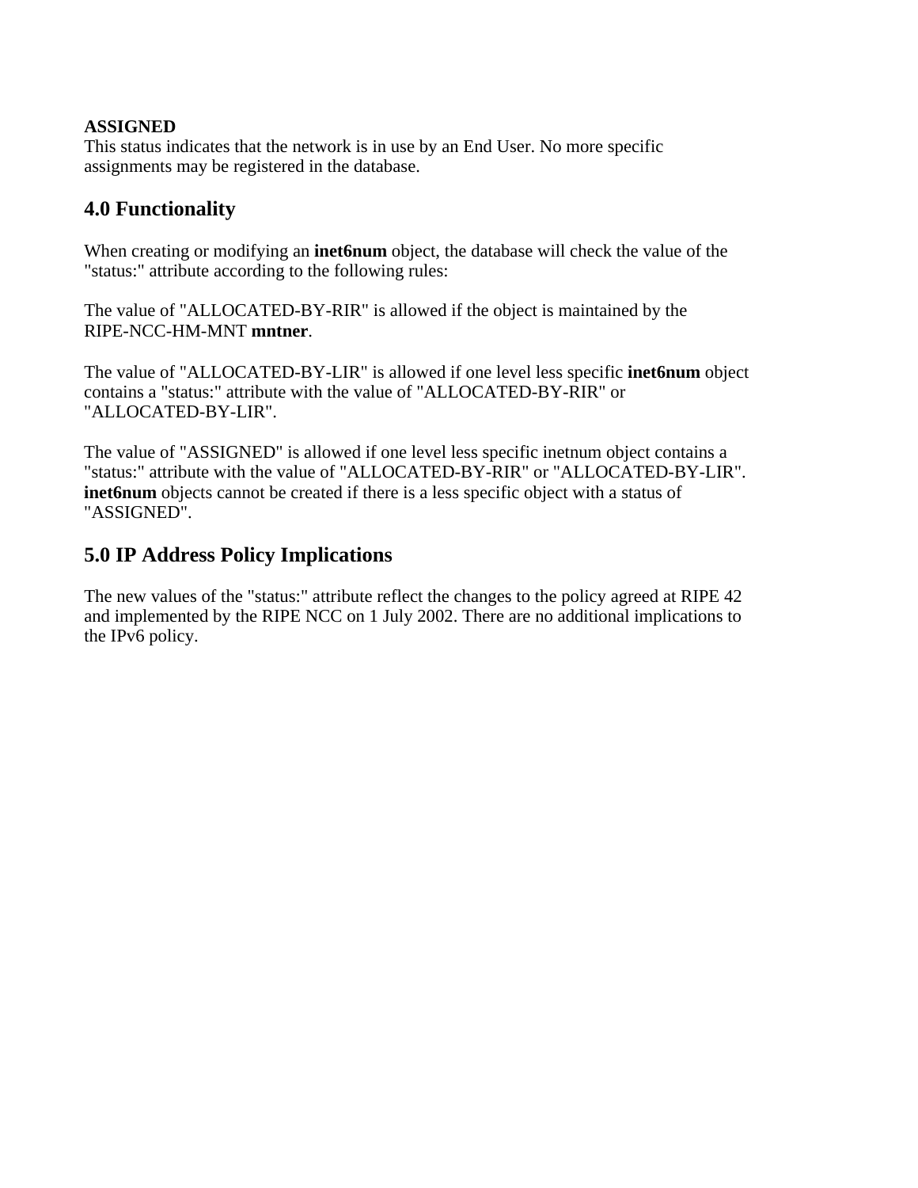**ASSIGNED**
This status indicates that the network is in use by an End User. No more specific assignments may be registered in the database.

## 4.0 Functionality

When creating or modifying an **inet6num** object, the database will check the value of the "status:" attribute according to the following rules:

The value of "ALLOCATED-BY-RIR" is allowed if the object is maintained by the RIPE-NCC-HM-MNT **mntner**.

The value of "ALLOCATED-BY-LIR" is allowed if one level less specific **inet6num** object contains a "status:" attribute with the value of "ALLOCATED-BY-RIR" or "ALLOCATED-BY-LIR".

The value of "ASSIGNED" is allowed if one level less specific inetnum object contains a "status:" attribute with the value of "ALLOCATED-BY-RIR" or "ALLOCATED-BY-LIR". **inet6num** objects cannot be created if there is a less specific object with a status of "ASSIGNED".

## 5.0 IP Address Policy Implications

The new values of the "status:" attribute reflect the changes to the policy agreed at RIPE 42 and implemented by the RIPE NCC on 1 July 2002. There are no additional implications to the IPv6 policy.